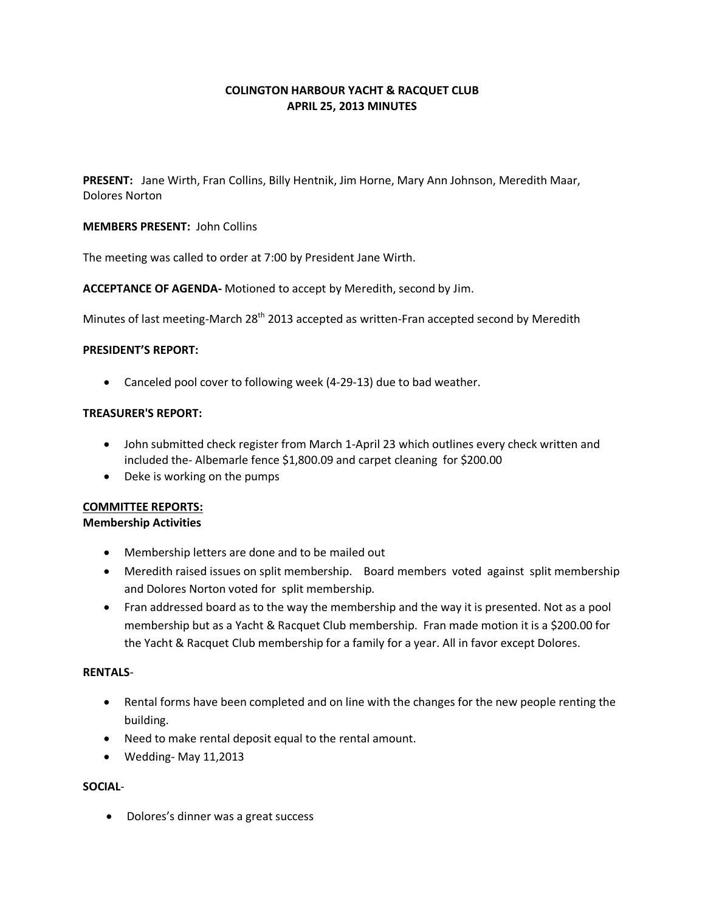# COLINGTON HARBOUR YACHT & RACQUET CLUB
## APRIL 25, 2013 MINUTES

**PRESENT:** Jane Wirth, Fran Collins, Billy Hentnik, Jim Horne, Mary Ann Johnson, Meredith Maar, Dolores Norton

**MEMBERS PRESENT:** John Collins

The meeting was called to order at 7:00 by President Jane Wirth.

**ACCEPTANCE OF AGENDA-** Motioned to accept by Meredith, second by Jim.

Minutes of last meeting-March 28th 2013 accepted as written-Fran accepted second by Meredith

**PRESIDENT'S REPORT:**

- Canceled pool cover to following week (4-29-13) due to bad weather.

**TREASURER'S REPORT:**

- John submitted check register from March 1-April 23 which outlines every check written and included the- Albemarle fence $1,800.09 and carpet cleaning for $200.00
- Deke is working on the pumps

**COMMITTEE REPORTS:**

**Membership Activities**

- Membership letters are done and to be mailed out
- Meredith raised issues on split membership. Board members voted against split membership and Dolores Norton voted for split membership.
- Fran addressed board as to the way the membership and the way it is presented. Not as a pool membership but as a Yacht & Racquet Club membership. Fran made motion it is a $200.00 for the Yacht & Racquet Club membership for a family for a year. All in favor except Dolores.

**RENTALS**-

- Rental forms have been completed and on line with the changes for the new people renting the building.
- Need to make rental deposit equal to the rental amount.
- Wedding- May 11,2013

**SOCIAL**-

- Dolores's dinner was a great success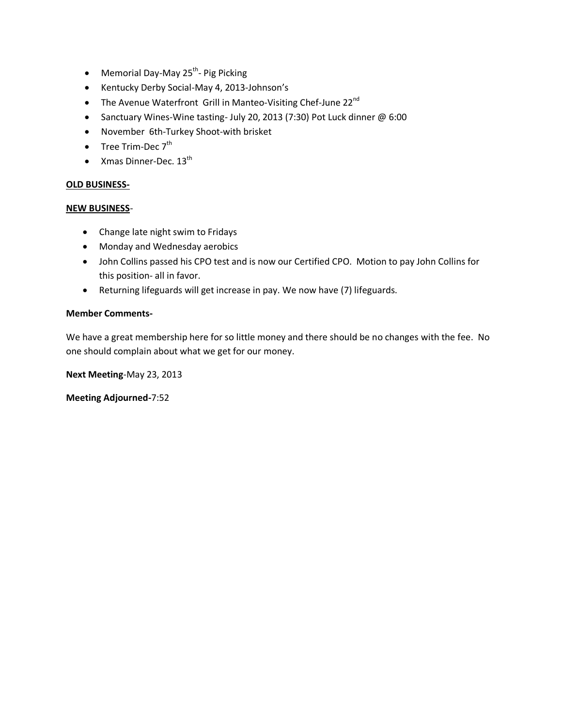- Memorial Day-May 25th- Pig Picking
- Kentucky Derby Social-May 4, 2013-Johnson's
- The Avenue Waterfront Grill in Manteo-Visiting Chef-June 22nd
- Sanctuary Wines-Wine tasting- July 20, 2013 (7:30) Pot Luck dinner @ 6:00
- November 6th-Turkey Shoot-with brisket
- Tree Trim-Dec 7th
- Xmas Dinner-Dec. 13th

**OLD BUSINESS-**

**NEW BUSINESS**-

- Change late night swim to Fridays
- Monday and Wednesday aerobics
- John Collins passed his CPO test and is now our Certified CPO. Motion to pay John Collins for this position- all in favor.
- Returning lifeguards will get increase in pay. We now have (7) lifeguards.

**Member Comments-**

We have a great membership here for so little money and there should be no changes with the fee. No one should complain about what we get for our money.

**Next Meeting**-May 23, 2013

**Meeting Adjourned-**7:52